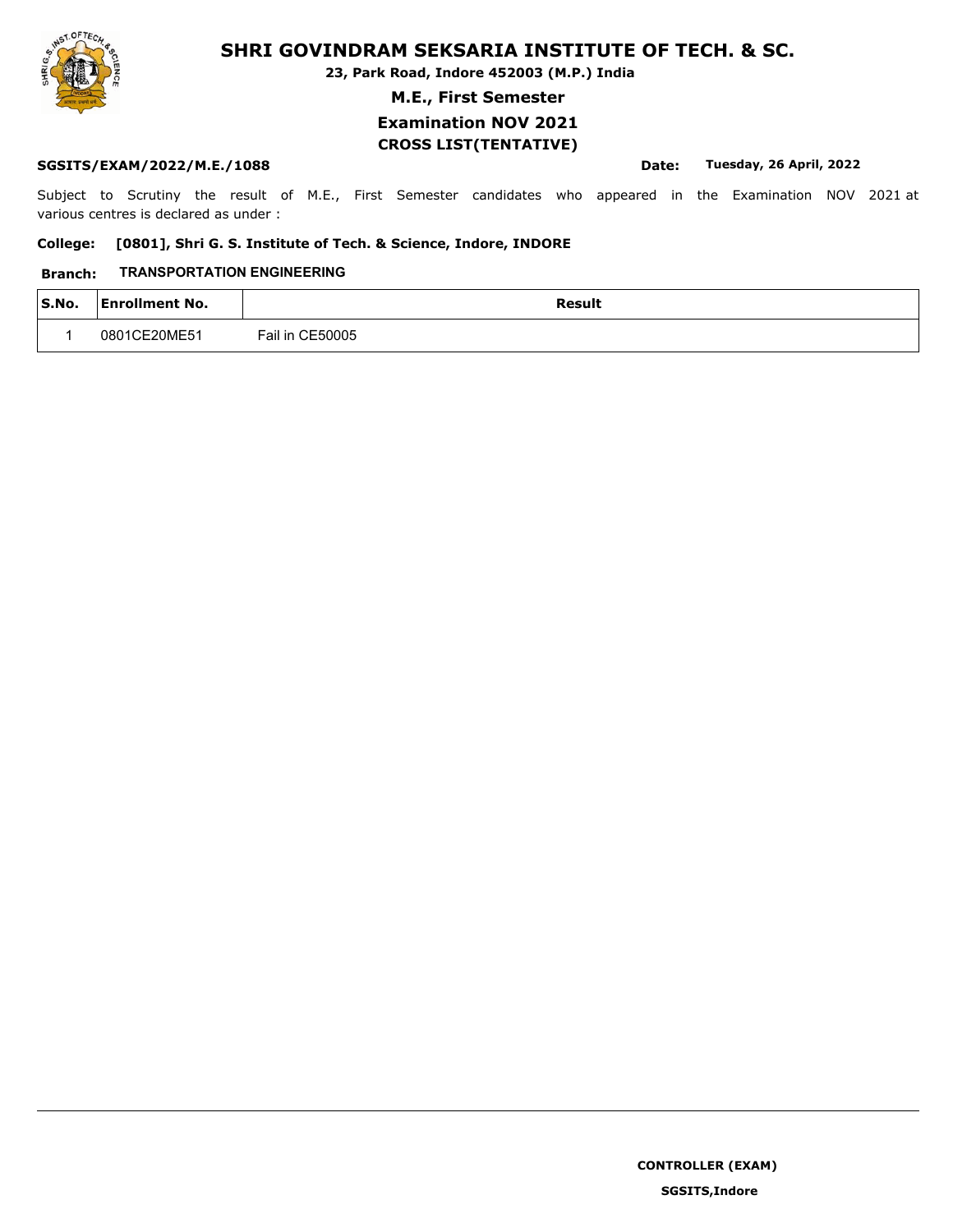# SHRI GOVINDRAM SEKSARIA INSTITUTE OF TECH. & SC.

**23, Park Road, Indore 452003 (M.P.) India**

**M.E., First Semester**

**Examination NOV 2021**

**CROSS LIST(TENTATIVE)**

**SGSITS/EXAM/2022/M.E./1088** **Date: Tuesday, 26 April, 2022**

Subject to Scrutiny the result of M.E., First Semester candidates who appeared in the Examination NOV 2021 at various centres is declared as under :

**College: [0801], Shri G. S. Institute of Tech. & Science, Indore, INDORE**

**Branch: TRANSPORTATION ENGINEERING**

| S.No. | Enrollment No. | Result |
|---|---|---|
| 1 | 0801CE20ME51 | Fail in CE50005 |

**CONTROLLER (EXAM)**

**SGSITS,Indore**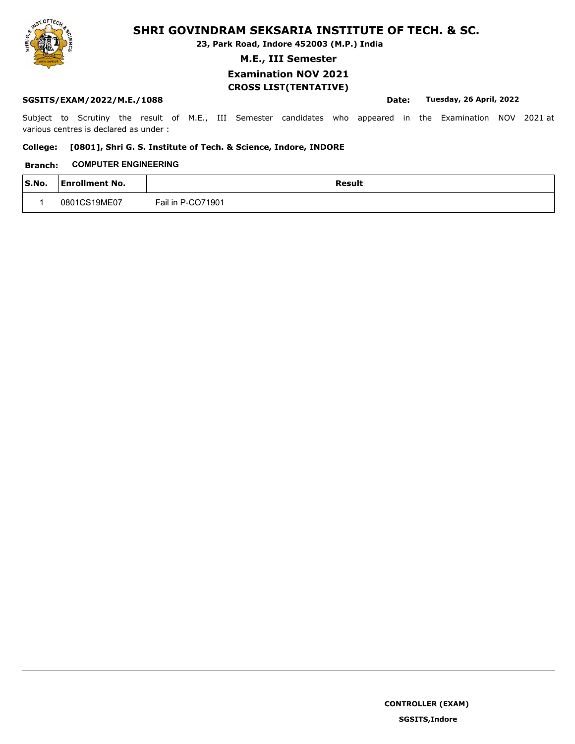# SHRI GOVINDRAM SEKSARIA INSTITUTE OF TECH. & SC.

**23, Park Road, Indore 452003 (M.P.) India**

**M.E., III Semester**

**Examination NOV 2021**

**CROSS LIST(TENTATIVE)**

**SGSITS/EXAM/2022/M.E./1088** **Date: Tuesday, 26 April, 2022**

Subject to Scrutiny the result of M.E., III Semester candidates who appeared in the Examination NOV 2021 at various centres is declared as under :

**College: [0801], Shri G. S. Institute of Tech. & Science, Indore, INDORE**

**Branch: COMPUTER ENGINEERING**

| S.No. | Enrollment No. | Result |
|---|---|---|
| 1 | 0801CS19ME07 | Fail in P-CO71901 |

**CONTROLLER (EXAM)**

**SGSITS,Indore**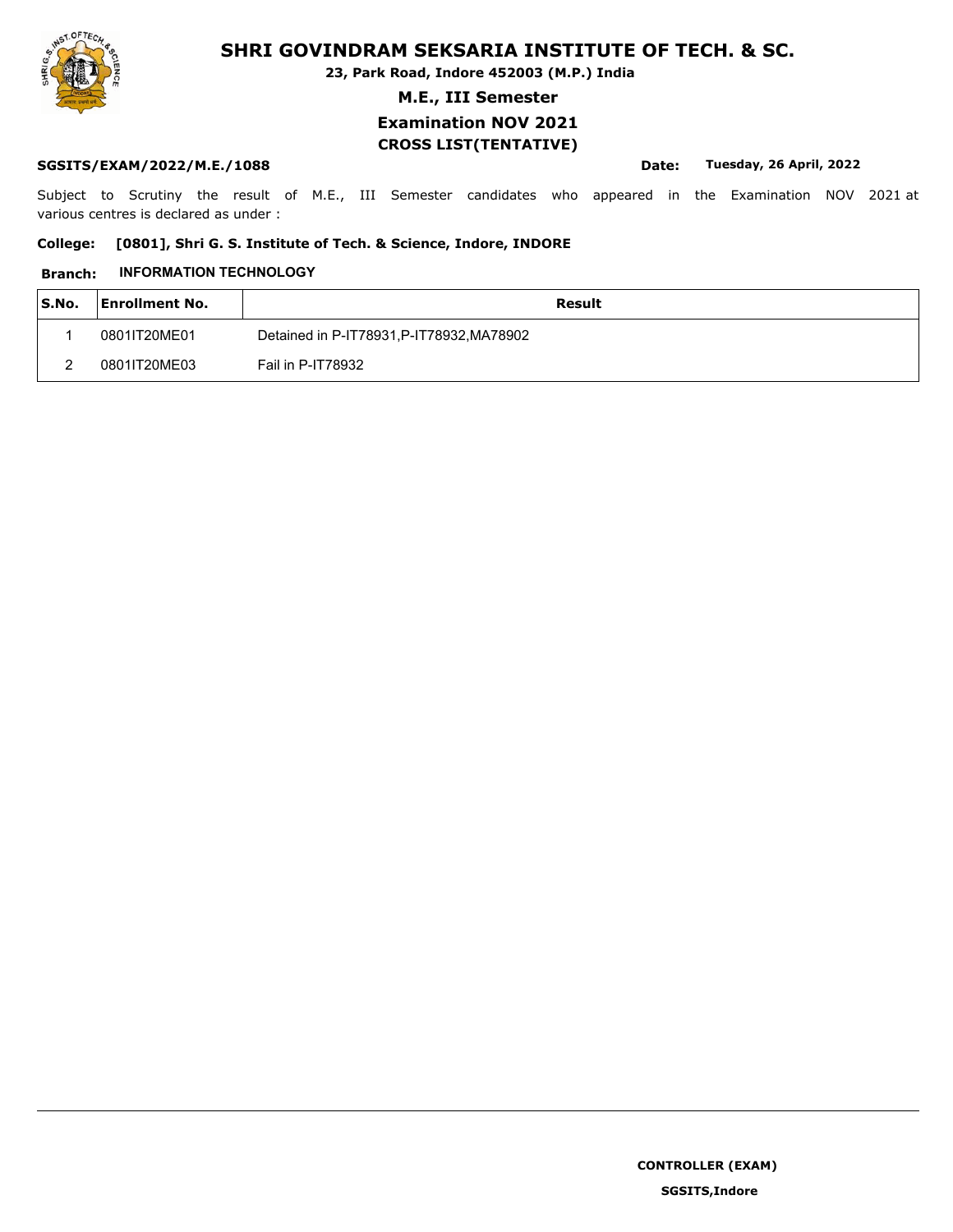# SHRI GOVINDRAM SEKSARIA INSTITUTE OF TECH. & SC.

**23, Park Road, Indore 452003 (M.P.) India**

## M.E., III Semester

## Examination NOV 2021

## CROSS LIST(TENTATIVE)

**SGSITS/EXAM/2022/M.E./1088** **Date: Tuesday, 26 April, 2022**

Subject to Scrutiny the result of M.E., III Semester candidates who appeared in the Examination NOV 2021 at various centres is declared as under :

**College: [0801], Shri G. S. Institute of Tech. & Science, Indore, INDORE**

**Branch: INFORMATION TECHNOLOGY**

| S.No. | Enrollment No. | Result |
|---|---|---|
| 1 | 0801IT20ME01 | Detained in P-IT78931,P-IT78932,MA78902 |
| 2 | 0801IT20ME03 | Fail in P-IT78932 |

**CONTROLLER (EXAM)**

**SGSITS,Indore**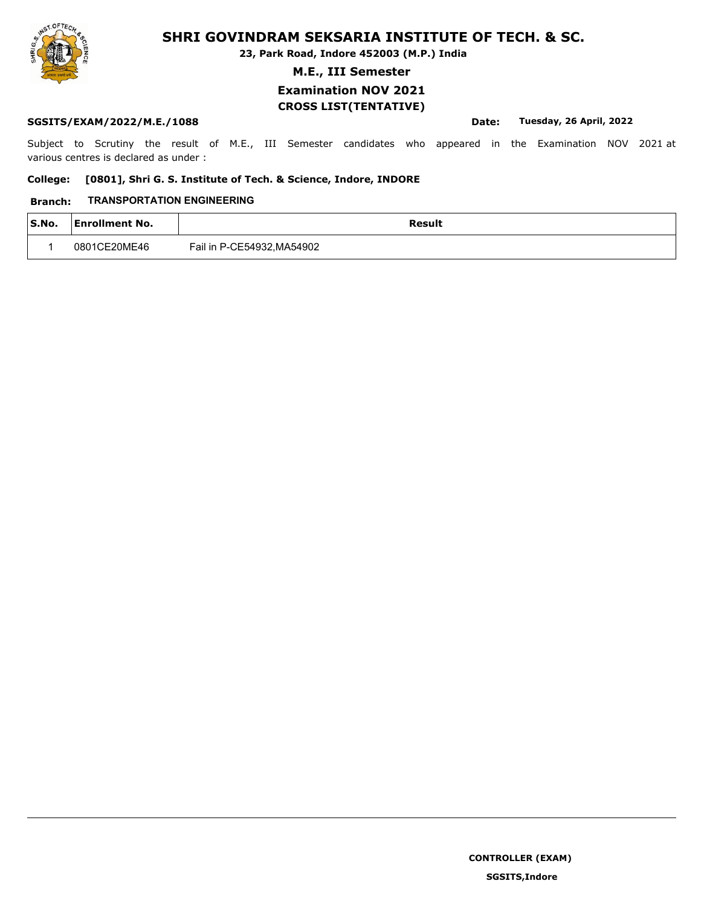# SHRI GOVINDRAM SEKSARIA INSTITUTE OF TECH. & SC.

**23, Park Road, Indore 452003 (M.P.) India**

## M.E., III Semester

## Examination NOV 2021

## CROSS LIST(TENTATIVE)

**SGSITS/EXAM/2022/M.E./1088** **Date: Tuesday, 26 April, 2022**

Subject to Scrutiny the result of M.E., III Semester candidates who appeared in the Examination NOV 2021 at various centres is declared as under :

**College: [0801], Shri G. S. Institute of Tech. & Science, Indore, INDORE**

**Branch: TRANSPORTATION ENGINEERING**

| S.No. | Enrollment No. | Result |
|---|---|---|
| 1 | 0801CE20ME46 | Fail in P-CE54932,MA54902 |

**CONTROLLER (EXAM)**

**SGSITS,Indore**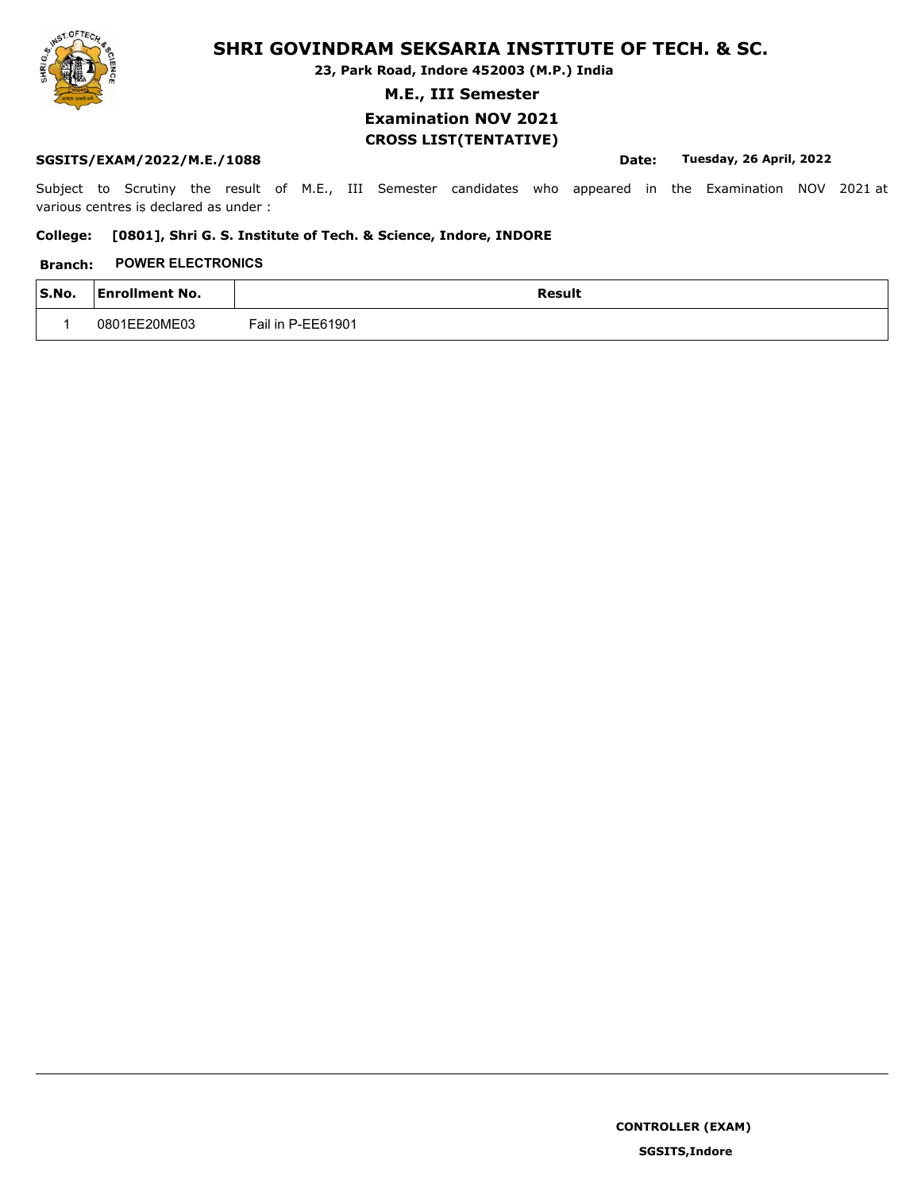# SHRI GOVINDRAM SEKSARIA INSTITUTE OF TECH. & SC.

**23, Park Road, Indore 452003 (M.P.) India**

**M.E., III Semester**

**Examination NOV 2021**

**CROSS LIST(TENTATIVE)**

**SGSITS/EXAM/2022/M.E./1088** **Date:** **Tuesday, 26 April, 2022**

Subject to Scrutiny the result of M.E., III Semester candidates who appeared in the Examination NOV 2021 at various centres is declared as under :

**College:** **[0801], Shri G. S. Institute of Tech. & Science, Indore, INDORE**

**Branch:** **POWER ELECTRONICS**

| S.No. | Enrollment No. | Result |
|---|---|---|
| 1 | 0801EE20ME03 | Fail in P-EE61901 |

**CONTROLLER (EXAM)**

**SGSITS,Indore**